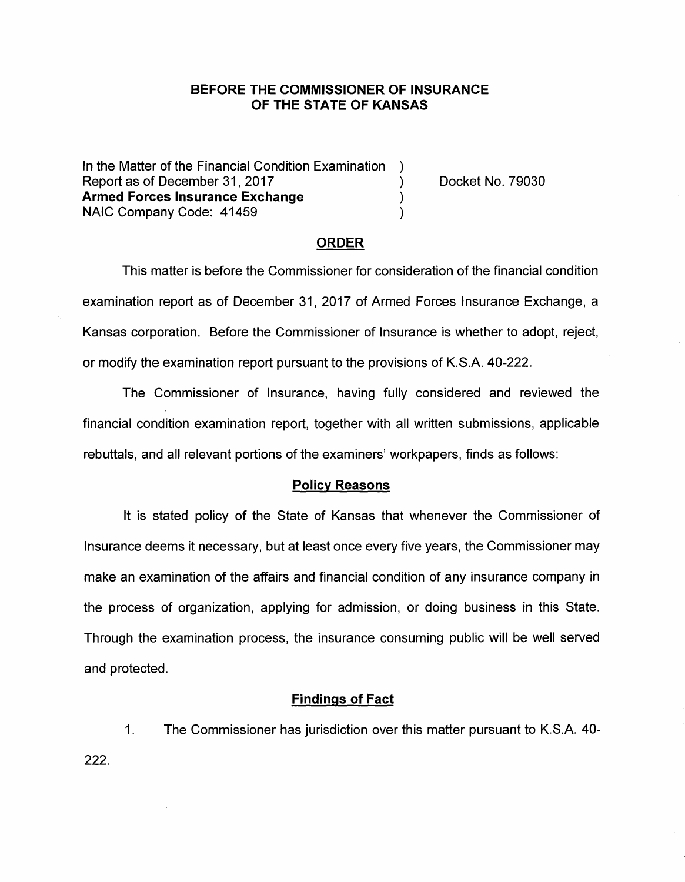**BEFORE THE COMMISSIONER OF INSURANCE**
**OF THE STATE OF KANSAS**

In the Matter of the Financial Condition Examination )
Report as of December 31, 2017 ) Docket No. 79030
**Armed Forces Insurance Exchange** )
NAIC Company Code: 41459 )

## ORDER

This matter is before the Commissioner for consideration of the financial condition examination report as of December 31, 2017 of Armed Forces Insurance Exchange, a Kansas corporation. Before the Commissioner of Insurance is whether to adopt, reject, or modify the examination report pursuant to the provisions of K.S.A. 40-222.

The Commissioner of Insurance, having fully considered and reviewed the financial condition examination report, together with all written submissions, applicable rebuttals, and all relevant portions of the examiners' workpapers, finds as follows:

### Policy Reasons

It is stated policy of the State of Kansas that whenever the Commissioner of Insurance deems it necessary, but at least once every five years, the Commissioner may make an examination of the affairs and financial condition of any insurance company in the process of organization, applying for admission, or doing business in this State. Through the examination process, the insurance consuming public will be well served and protected.

### Findings of Fact

1. The Commissioner has jurisdiction over this matter pursuant to K.S.A. 40-222.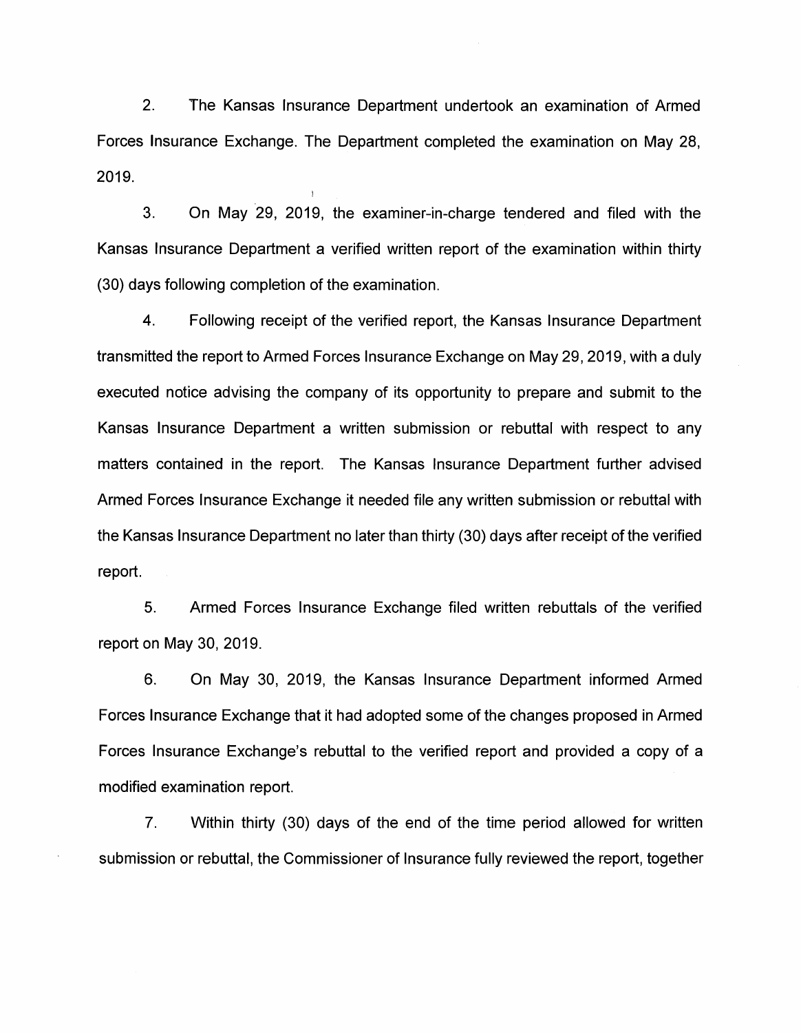2. The Kansas Insurance Department undertook an examination of Armed Forces Insurance Exchange. The Department completed the examination on May 28, 2019.

3. On May 29, 2019, the examiner-in-charge tendered and filed with the Kansas Insurance Department a verified written report of the examination within thirty (30) days following completion of the examination.

4. Following receipt of the verified report, the Kansas Insurance Department transmitted the report to Armed Forces Insurance Exchange on May 29, 2019, with a duly executed notice advising the company of its opportunity to prepare and submit to the Kansas Insurance Department a written submission or rebuttal with respect to any matters contained in the report. The Kansas Insurance Department further advised Armed Forces Insurance Exchange it needed file any written submission or rebuttal with the Kansas Insurance Department no later than thirty (30) days after receipt of the verified report.

5. Armed Forces Insurance Exchange filed written rebuttals of the verified report on May 30, 2019.

6. On May 30, 2019, the Kansas Insurance Department informed Armed Forces Insurance Exchange that it had adopted some of the changes proposed in Armed Forces Insurance Exchange's rebuttal to the verified report and provided a copy of a modified examination report.

7. Within thirty (30) days of the end of the time period allowed for written submission or rebuttal, the Commissioner of Insurance fully reviewed the report, together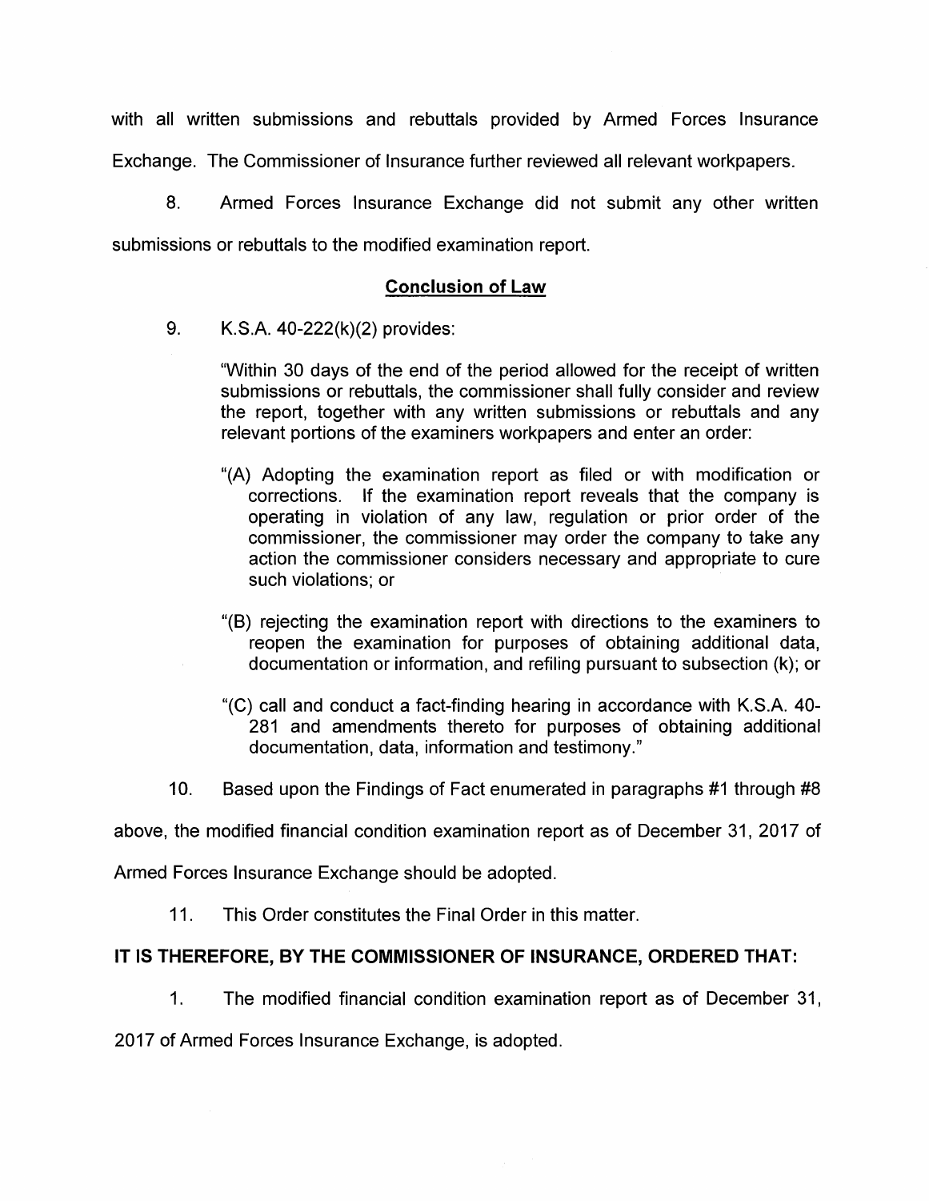with all written submissions and rebuttals provided by Armed Forces Insurance Exchange. The Commissioner of Insurance further reviewed all relevant workpapers.

8. Armed Forces Insurance Exchange did not submit any other written submissions or rebuttals to the modified examination report.

## Conclusion of Law

9. K.S.A. 40-222(k)(2) provides:

> "Within 30 days of the end of the period allowed for the receipt of written submissions or rebuttals, the commissioner shall fully consider and review the report, together with any written submissions or rebuttals and any relevant portions of the examiners workpapers and enter an order:
>
> "(A) Adopting the examination report as filed or with modification or corrections. If the examination report reveals that the company is operating in violation of any law, regulation or prior order of the commissioner, the commissioner may order the company to take any action the commissioner considers necessary and appropriate to cure such violations; or
>
> "(B) rejecting the examination report with directions to the examiners to reopen the examination for purposes of obtaining additional data, documentation or information, and refiling pursuant to subsection (k); or
>
> "(C) call and conduct a fact-finding hearing in accordance with K.S.A. 40-281 and amendments thereto for purposes of obtaining additional documentation, data, information and testimony."

10. Based upon the Findings of Fact enumerated in paragraphs #1 through #8 above, the modified financial condition examination report as of December 31, 2017 of Armed Forces Insurance Exchange should be adopted.

11. This Order constitutes the Final Order in this matter.

**IT IS THEREFORE, BY THE COMMISSIONER OF INSURANCE, ORDERED THAT:**

1. The modified financial condition examination report as of December 31, 2017 of Armed Forces Insurance Exchange, is adopted.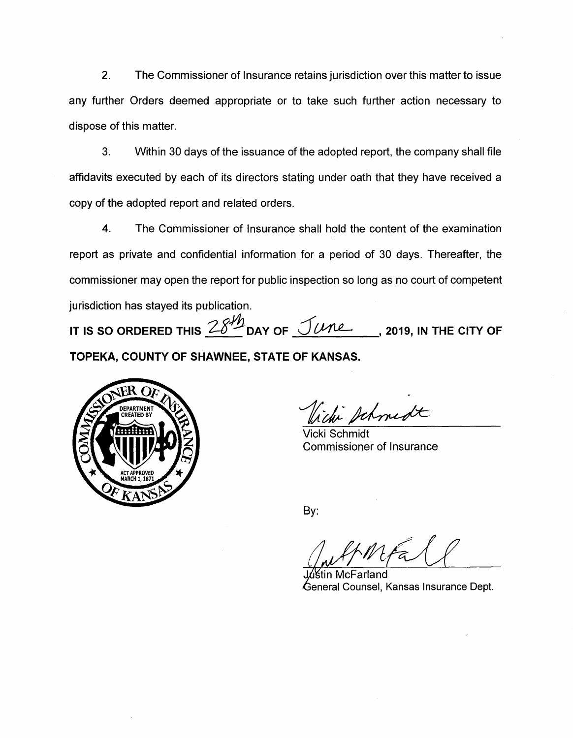2. The Commissioner of Insurance retains jurisdiction over this matter to issue any further Orders deemed appropriate or to take such further action necessary to dispose of this matter.

3. Within 30 days of the issuance of the adopted report, the company shall file affidavits executed by each of its directors stating under oath that they have received a copy of the adopted report and related orders.

4. The Commissioner of Insurance shall hold the content of the examination report as private and confidential information for a period of 30 days. Thereafter, the commissioner may open the report for public inspection so long as no court of competent jurisdiction has stayed its publication.

**IT IS SO ORDERED THIS 28th DAY OF June, 2019, IN THE CITY OF TOPEKA, COUNTY OF SHAWNEE, STATE OF KANSAS.**

COMMISSIONER OF INSURANCE OF KANSAS
DEPARTMENT CREATED BY
ACT APPROVED MARCH 1, 1871

Vicki Schmidt
Commissioner of Insurance

By:

Justin McFarland
General Counsel, Kansas Insurance Dept.